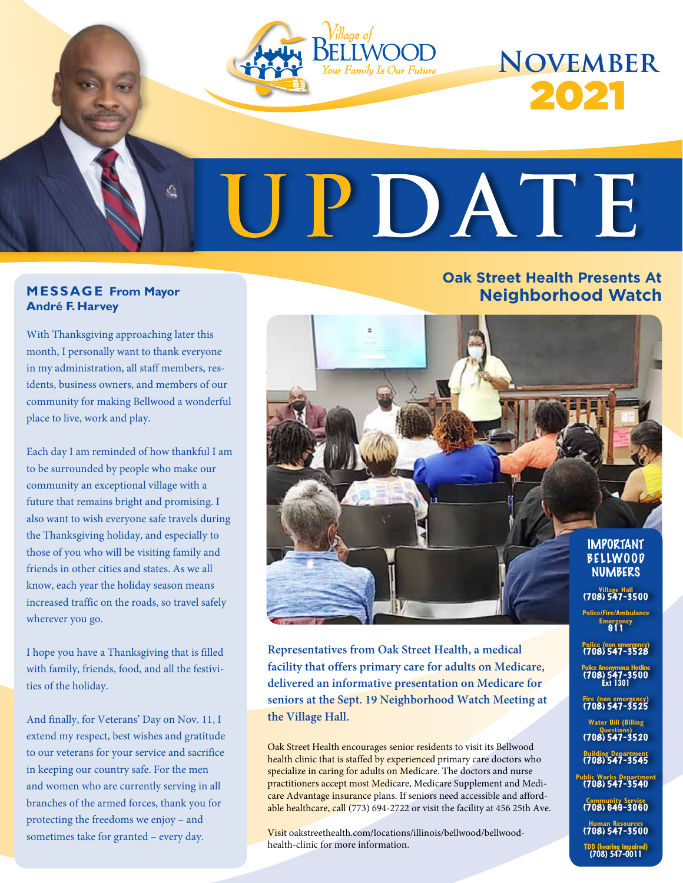Village of Bellwood — *Your Family Is Our Future*

# November 2021

# UPDATE

## MESSAGE From Mayor André F. Harvey

With Thanksgiving approaching later this month, I personally want to thank everyone in my administration, all staff members, residents, business owners, and members of our community for making Bellwood a wonderful place to live, work and play.

Each day I am reminded of how thankful I am to be surrounded by people who make our community an exceptional village with a future that remains bright and promising. I also want to wish everyone safe travels during the Thanksgiving holiday, and especially to those of you who will be visiting family and friends in other cities and states. As we all know, each year the holiday season means increased traffic on the roads, so travel safely wherever you go.

I hope you have a Thanksgiving that is filled with family, friends, food, and all the festivities of the holiday.

And finally, for Veterans' Day on Nov. 11, I extend my respect, best wishes and gratitude to our veterans for your service and sacrifice in keeping our country safe. For the men and women who are currently serving in all branches of the armed forces, thank you for protecting the freedoms we enjoy – and sometimes take for granted – every day.

## Oak Street Health Presents At Neighborhood Watch

**Representatives from Oak Street Health, a medical facility that offers primary care for adults on Medicare, delivered an informative presentation on Medicare for seniors at the Sept. 19 Neighborhood Watch Meeting at the Village Hall.**

Oak Street Health encourages senior residents to visit its Bellwood health clinic that is staffed by experienced primary care doctors who specialize in caring for adults on Medicare. The doctors and nurse practitioners accept most Medicare, Medicare Supplement and Medicare Advantage insurance plans. If seniors need accessible and affordable healthcare, call (773) 694-2722 or visit the facility at 456 25th Ave.

Visit oakstreethealth.com/locations/illinois/bellwood/bellwood-health-clinic for more information.

### IMPORTANT BELLWOOD NUMBERS

- **Village Hall** (708) 547-3500
- **Police/Fire/Ambulance Emergency** 911
- **Police (non emergency)** (708) 547-3528
- **Police Anonymous Hotline** (708) 547-3500 Ext 1301
- **Fire (non emergency)** (708) 547-3525
- **Water Bill (Billing Questions)** (708) 547-3520
- **Building Department** (708) 547-3545
- **Public Works Department** (708) 547-3540
- **Community Service** (708) 649-3060
- **Human Resources** (708) 547-3500
- **TDD (hearing impaired)** (708) 547-0011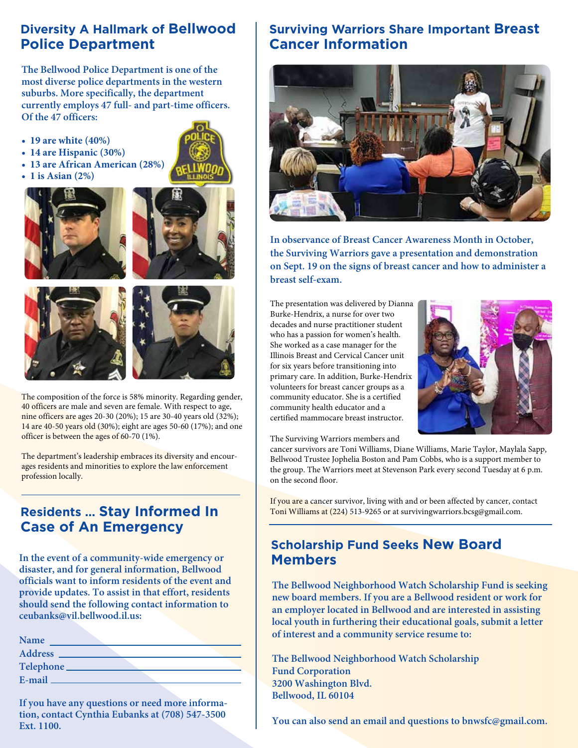## Diversity A Hallmark of Bellwood Police Department

**The Bellwood Police Department is one of the most diverse police departments in the western suburbs. More specifically, the department currently employs 47 full- and part-time officers. Of the 47 officers:**

- **19 are white (40%)**
- **14 are Hispanic (30%)**
- **13 are African American (28%)**
- **1 is Asian (2%)**

The composition of the force is 58% minority. Regarding gender, 40 officers are male and seven are female. With respect to age, nine officers are ages 20-30 (20%); 15 are 30-40 years old (32%); 14 are 40-50 years old (30%); eight are ages 50-60 (17%); and one officer is between the ages of 60-70 (1%).

The department's leadership embraces its diversity and encourages residents and minorities to explore the law enforcement profession locally.

## Residents ... Stay Informed In Case of An Emergency

**In the event of a community-wide emergency or disaster, and for general information, Bellwood officials want to inform residents of the event and provide updates. To assist in that effort, residents should send the following contact information to ceubanks@vil.bellwood.il.us:**

**Name** \_\_\_\_\_\_\_\_\_\_\_\_\_\_\_\_\_\_\_\_
**Address** \_\_\_\_\_\_\_\_\_\_\_\_\_\_\_\_\_\_\_\_
**Telephone** \_\_\_\_\_\_\_\_\_\_\_\_\_\_\_\_\_\_\_\_
**E-mail** \_\_\_\_\_\_\_\_\_\_\_\_\_\_\_\_\_\_\_\_

**If you have any questions or need more information, contact Cynthia Eubanks at (708) 547-3500 Ext. 1100.**

## Surviving Warriors Share Important Breast Cancer Information

**In observance of Breast Cancer Awareness Month in October, the Surviving Warriors gave a presentation and demonstration on Sept. 19 on the signs of breast cancer and how to administer a breast self-exam.**

The presentation was delivered by Dianna Burke-Hendrix, a nurse for over two decades and nurse practitioner student who has a passion for women's health. She worked as a case manager for the Illinois Breast and Cervical Cancer unit for six years before transitioning into primary care. In addition, Burke-Hendrix volunteers for breast cancer groups as a community educator. She is a certified community health educator and a certified mammocare breast instructor.

The Surviving Warriors members and cancer survivors are Toni Williams, Diane Williams, Marie Taylor, Maylala Sapp, Bellwood Trustee Jophelia Boston and Pam Cobbs, who is a support member to the group. The Warriors meet at Stevenson Park every second Tuesday at 6 p.m. on the second floor.

If you are a cancer survivor, living with and or been affected by cancer, contact Toni Williams at (224) 513-9265 or at survivingwarriors.bcsg@gmail.com.

## Scholarship Fund Seeks New Board Members

**The Bellwood Neighborhood Watch Scholarship Fund is seeking new board members. If you are a Bellwood resident or work for an employer located in Bellwood and are interested in assisting local youth in furthering their educational goals, submit a letter of interest and a community service resume to:**

**The Bellwood Neighborhood Watch Scholarship Fund Corporation**
**3200 Washington Blvd.**
**Bellwood, IL 60104**

**You can also send an email and questions to bnwsfc@gmail.com.**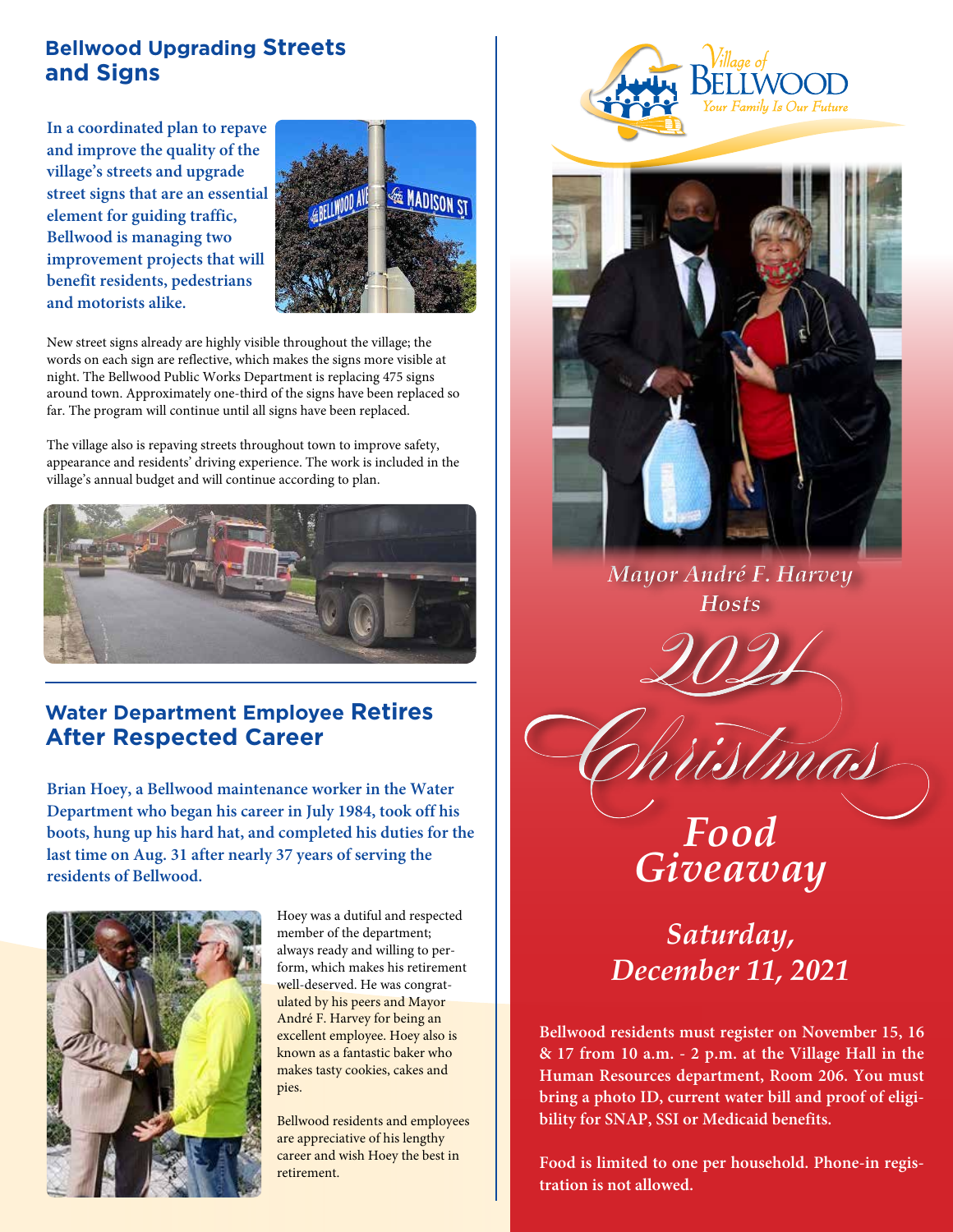## Bellwood Upgrading Streets and Signs

**In a coordinated plan to repave and improve the quality of the village's streets and upgrade street signs that are an essential element for guiding traffic, Bellwood is managing two improvement projects that will benefit residents, pedestrians and motorists alike.**

New street signs already are highly visible throughout the village; the words on each sign are reflective, which makes the signs more visible at night. The Bellwood Public Works Department is replacing 475 signs around town. Approximately one-third of the signs have been replaced so far. The program will continue until all signs have been replaced.

The village also is repaving streets throughout town to improve safety, appearance and residents' driving experience. The work is included in the village's annual budget and will continue according to plan.

## Water Department Employee Retires After Respected Career

**Brian Hoey, a Bellwood maintenance worker in the Water Department who began his career in July 1984, took off his boots, hung up his hard hat, and completed his duties for the last time on Aug. 31 after nearly 37 years of serving the residents of Bellwood.**

Hoey was a dutiful and respected member of the department; always ready and willing to perform, which makes his retirement well-deserved. He was congratulated by his peers and Mayor André F. Harvey for being an excellent employee. Hoey also is known as a fantastic baker who makes tasty cookies, cakes and pies.

Bellwood residents and employees are appreciative of his lengthy career and wish Hoey the best in retirement.

Village of Bellwood
Your Family Is Our Future

*Mayor André F. Harvey Hosts*

# *2021 Christmas Food Giveaway*

## *Saturday, December 11, 2021*

**Bellwood residents must register on November 15, 16 & 17 from 10 a.m. - 2 p.m. at the Village Hall in the Human Resources department, Room 206. You must bring a photo ID, current water bill and proof of eligibility for SNAP, SSI or Medicaid benefits.**

**Food is limited to one per household. Phone-in registration is not allowed.**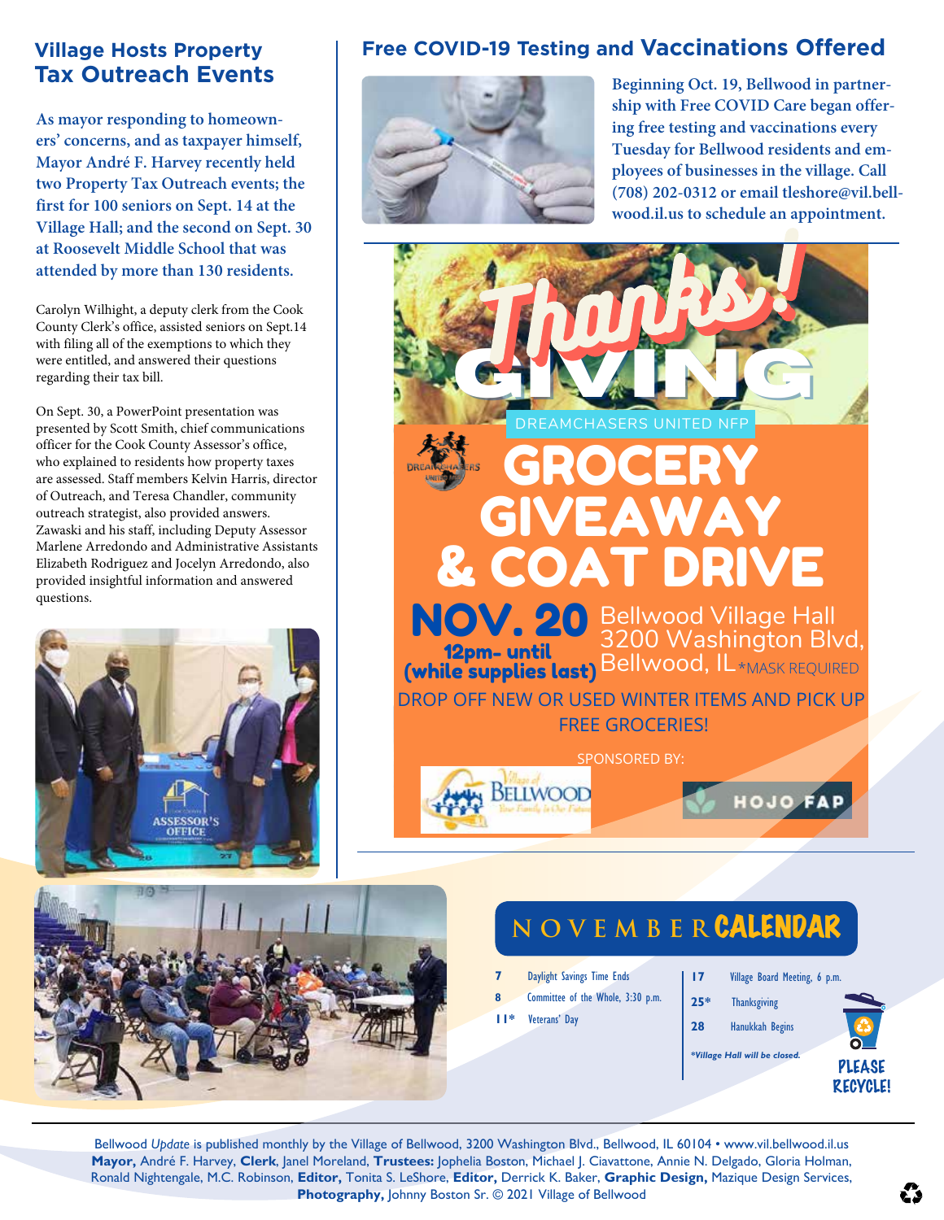## Village Hosts Property Tax Outreach Events

**As mayor responding to homeowners' concerns, and as taxpayer himself, Mayor André F. Harvey recently held two Property Tax Outreach events; the first for 100 seniors on Sept. 14 at the Village Hall; and the second on Sept. 30 at Roosevelt Middle School that was attended by more than 130 residents.**

Carolyn Wilhight, a deputy clerk from the Cook County Clerk's office, assisted seniors on Sept.14 with filing all of the exemptions to which they were entitled, and answered their questions regarding their tax bill.

On Sept. 30, a PowerPoint presentation was presented by Scott Smith, chief communications officer for the Cook County Assessor's office, who explained to residents how property taxes are assessed. Staff members Kelvin Harris, director of Outreach, and Teresa Chandler, community outreach strategist, also provided answers. Zawaski and his staff, including Deputy Assessor Marlene Arredondo and Administrative Assistants Elizabeth Rodriguez and Jocelyn Arredondo, also provided insightful information and answered questions.

## Free COVID-19 Testing and Vaccinations Offered

**Beginning Oct. 19, Bellwood in partnership with Free COVID Care began offering free testing and vaccinations every Tuesday for Bellwood residents and employees of businesses in the village. Call (708) 202-0312 or email tleshore@vil.bellwood.il.us to schedule an appointment.**

## Thanks! GIVING

DREAMCHASERS UNITED NFP

# GROCERY GIVEAWAY & COAT DRIVE

**NOV. 20**
**12pm- until (while supplies last)**

Bellwood Village Hall
3200 Washington Blvd,
Bellwood, IL *MASK REQUIRED

DROP OFF NEW OR USED WINTER ITEMS AND PICK UP FREE GROCERIES!

SPONSORED BY:

Village of Bellwood — Your Family Is Our Future

HOJO FAP

## NOVEMBER CALENDAR

| | |
|---|---|
| 7 | Daylight Savings Time Ends |
| 8 | Committee of the Whole, 3:30 p.m. |
| 11* | Veterans' Day |
| 17 | Village Board Meeting, 6 p.m. |
| 25* | Thanksgiving |
| 28 | Hanukkah Begins |

*\*Village Hall will be closed.*

PLEASE RECYCLE!

Bellwood *Update* is published monthly by the Village of Bellwood, 3200 Washington Blvd., Bellwood, IL 60104 • www.vil.bellwood.il.us
**Mayor,** André F. Harvey, **Clerk**, Janel Moreland, **Trustees:** Jophelia Boston, Michael J. Ciavattone, Annie N. Delgado, Gloria Holman, Ronald Nightengale, M.C. Robinson, **Editor,** Tonita S. LeShore, **Editor,** Derrick K. Baker, **Graphic Design,** Mazique Design Services, **Photography,** Johnny Boston Sr. © 2021 Village of Bellwood